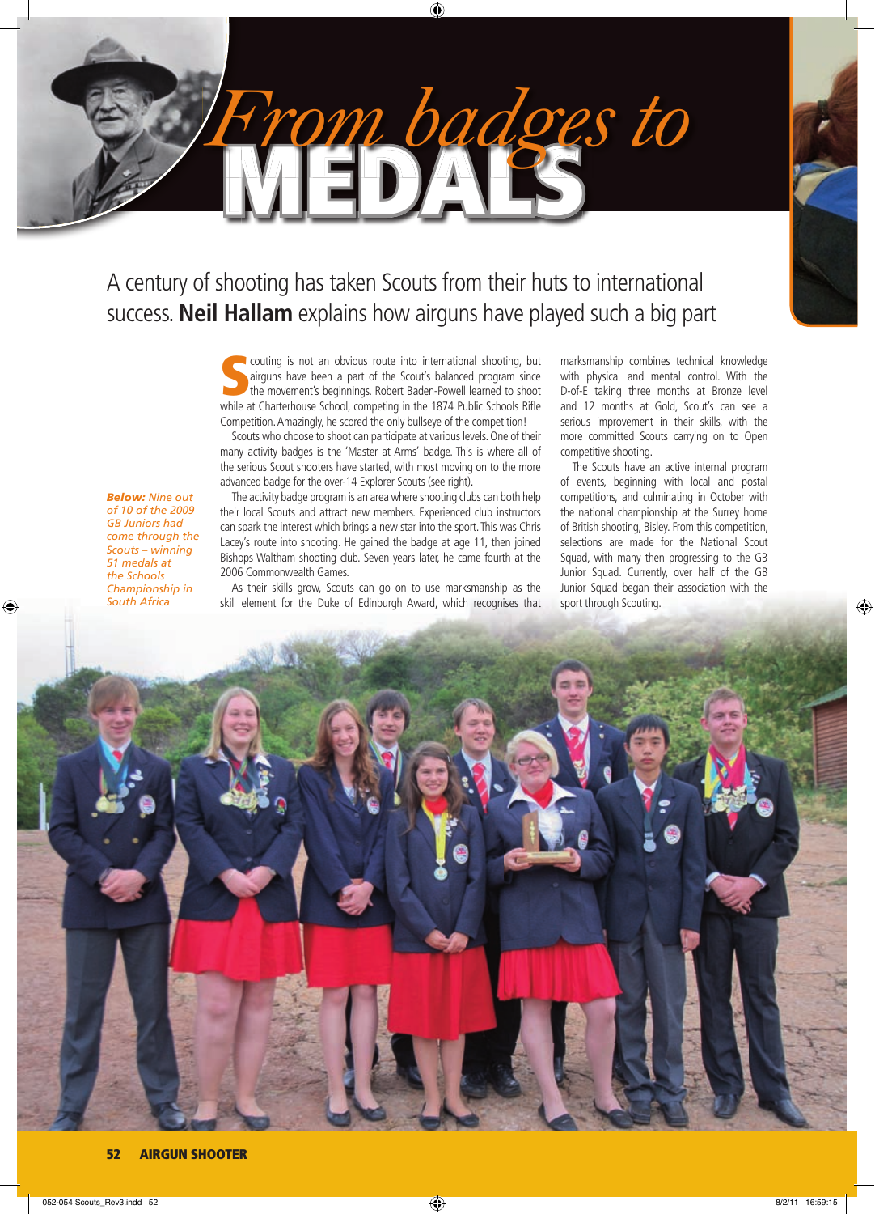# From badges to MEDALS

A century of shooting has taken Scouts from their huts to international success. **Neil Hallam** explains how airguns have played such a big part

Scouting is not an obvious route into international shooting, but airguns have been a part of the Scout's balanced program since the movement's beginnings. Robert Baden-Powell learned to shoot while at Charterhouse School, competing in the 1874 Public Schools Rifle Competition. Amazingly, he scored the only bullseye of the competition!

Scouts who choose to shoot can participate at various levels. One of their many activity badges is the 'Master at Arms' badge. This is where all of the serious Scout shooters have started, with most moving on to the more advanced badge for the over-14 Explorer Scouts (see right).

The activity badge program is an area where shooting clubs can both help their local Scouts and attract new members. Experienced club instructors can spark the interest which brings a new star into the sport. This was Chris Lacey's route into shooting. He gained the badge at age 11, then joined Bishops Waltham shooting club. Seven years later, he came fourth at the 2006 Commonwealth Games.

As their skills grow, Scouts can go on to use marksmanship as the skill element for the Duke of Edinburgh Award, which recognises that marksmanship combines technical knowledge with physical and mental control. With the D-of-E taking three months at Bronze level and 12 months at Gold, Scout's can see a serious improvement in their skills, with the more committed Scouts carrying on to Open competitive shooting.

The Scouts have an active internal program of events, beginning with local and postal competitions, and culminating in October with the national championship at the Surrey home of British shooting, Bisley. From this competition, selections are made for the National Scout Squad, with many then progressing to the GB Junior Squad. Currently, over half of the GB Junior Squad began their association with the sport through Scouting.

***Below:*** *Nine out of 10 of the 2009 GB Juniors had come through the Scouts – winning 51 medals at the Schools Championship in South Africa*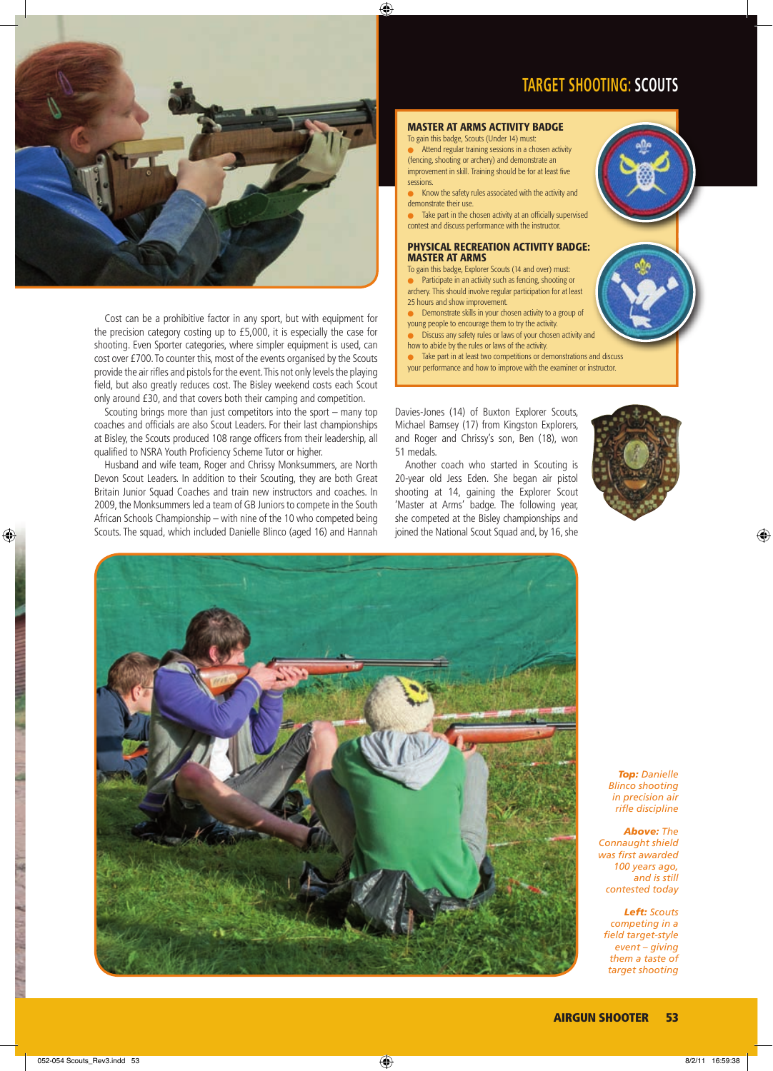## TARGET SHOOTING: SCOUTS

### MASTER AT ARMS ACTIVITY BADGE

To gain this badge, Scouts (Under 14) must:

- Attend regular training sessions in a chosen activity (fencing, shooting or archery) and demonstrate an improvement in skill. Training should be for at least five sessions.
- Know the safety rules associated with the activity and demonstrate their use.
- Take part in the chosen activity at an officially supervised contest and discuss performance with the instructor.

### PHYSICAL RECREATION ACTIVITY BADGE: MASTER AT ARMS

To gain this badge, Explorer Scouts (14 and over) must:

- Participate in an activity such as fencing, shooting or archery. This should involve regular participation for at least 25 hours and show improvement.
- Demonstrate skills in your chosen activity to a group of young people to encourage them to try the activity.
- Discuss any safety rules or laws of your chosen activity and how to abide by the rules or laws of the activity.
- Take part in at least two competitions or demonstrations and discuss your performance and how to improve with the examiner or instructor.

Cost can be a prohibitive factor in any sport, but with equipment for the precision category costing up to £5,000, it is especially the case for shooting. Even Sporter categories, where simpler equipment is used, can cost over £700. To counter this, most of the events organised by the Scouts provide the air rifles and pistols for the event. This not only levels the playing field, but also greatly reduces cost. The Bisley weekend costs each Scout only around £30, and that covers both their camping and competition.

Scouting brings more than just competitors into the sport – many top coaches and officials are also Scout Leaders. For their last championships at Bisley, the Scouts produced 108 range officers from their leadership, all qualified to NSRA Youth Proficiency Scheme Tutor or higher.

Husband and wife team, Roger and Chrissy Monksummers, are North Devon Scout Leaders. In addition to their Scouting, they are both Great Britain Junior Squad Coaches and train new instructors and coaches. In 2009, the Monksummers led a team of GB Juniors to compete in the South African Schools Championship – with nine of the 10 who competed being Scouts. The squad, which included Danielle Blinco (aged 16) and Hannah Davies-Jones (14) of Buxton Explorer Scouts, Michael Bamsey (17) from Kingston Explorers, and Roger and Chrissy's son, Ben (18), won 51 medals.

Another coach who started in Scouting is 20-year old Jess Eden. She began air pistol shooting at 14, gaining the Explorer Scout 'Master at Arms' badge. The following year, she competed at the Bisley championships and joined the National Scout Squad and, by 16, she

*Top:* Danielle Blinco shooting in precision air rifle discipline

*Above:* The Connaught shield was first awarded 100 years ago, and is still contested today

*Left:* Scouts competing in a field target-style event – giving them a taste of target shooting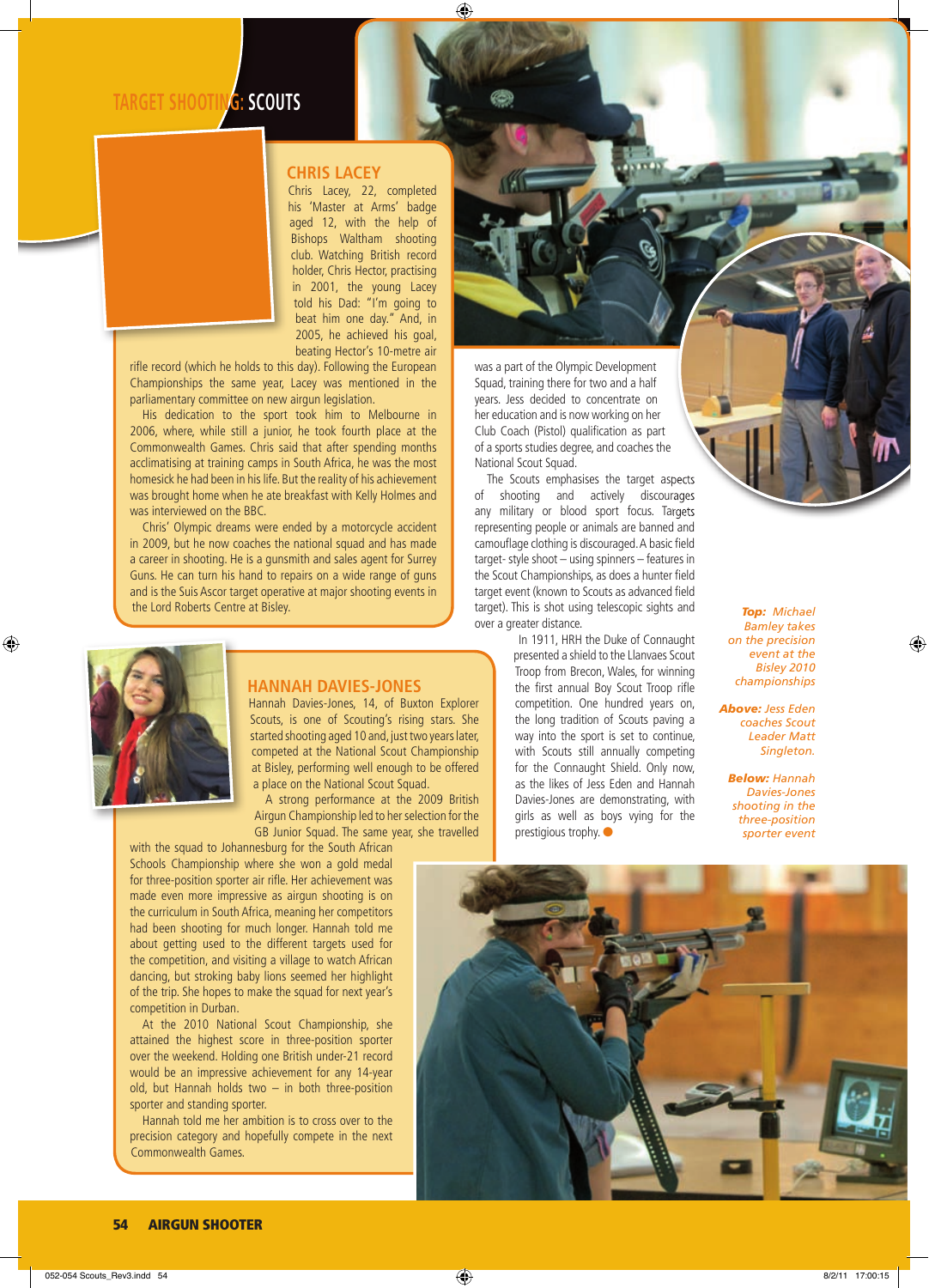## TARGET SHOOTING: SCOUTS

### CHRIS LACEY

Chris Lacey, 22, completed his 'Master at Arms' badge aged 12, with the help of Bishops Waltham shooting club. Watching British record holder, Chris Hector, practising in 2001, the young Lacey told his Dad: "I'm going to beat him one day." And, in 2005, he achieved his goal, beating Hector's 10-metre air rifle record (which he holds to this day). Following the European Championships the same year, Lacey was mentioned in the parliamentary committee on new airgun legislation.

His dedication to the sport took him to Melbourne in 2006, where, while still a junior, he took fourth place at the Commonwealth Games. Chris said that after spending months acclimatising at training camps in South Africa, he was the most homesick he had been in his life. But the reality of his achievement was brought home when he ate breakfast with Kelly Holmes and was interviewed on the BBC.

Chris' Olympic dreams were ended by a motorcycle accident in 2009, but he now coaches the national squad and has made a career in shooting. He is a gunsmith and sales agent for Surrey Guns. He can turn his hand to repairs on a wide range of guns and is the Suis Ascor target operative at major shooting events in the Lord Roberts Centre at Bisley.

### HANNAH DAVIES-JONES

Hannah Davies-Jones, 14, of Buxton Explorer Scouts, is one of Scouting's rising stars. She started shooting aged 10 and, just two years later, competed at the National Scout Championship at Bisley, performing well enough to be offered a place on the National Scout Squad.

A strong performance at the 2009 British Airgun Championship led to her selection for the GB Junior Squad. The same year, she travelled with the squad to Johannesburg for the South African Schools Championship where she won a gold medal for three-position sporter air rifle. Her achievement was made even more impressive as airgun shooting is on the curriculum in South Africa, meaning her competitors had been shooting for much longer. Hannah told me about getting used to the different targets used for the competition, and visiting a village to watch African dancing, but stroking baby lions seemed her highlight of the trip. She hopes to make the squad for next year's competition in Durban.

At the 2010 National Scout Championship, she attained the highest score in three-position sporter over the weekend. Holding one British under-21 record would be an impressive achievement for any 14-year old, but Hannah holds two – in both three-position sporter and standing sporter.

Hannah told me her ambition is to cross over to the precision category and hopefully compete in the next Commonwealth Games.

was a part of the Olympic Development Squad, training there for two and a half years. Jess decided to concentrate on her education and is now working on her Club Coach (Pistol) qualification as part of a sports studies degree, and coaches the National Scout Squad.

The Scouts emphasises the target aspects of shooting and actively discourages any military or blood sport focus. Targets representing people or animals are banned and camouflage clothing is discouraged. A basic field target- style shoot – using spinners – features in the Scout Championships, as does a hunter field target event (known to Scouts as advanced field target). This is shot using telescopic sights and over a greater distance.

In 1911, HRH the Duke of Connaught presented a shield to the Llanvaes Scout Troop from Brecon, Wales, for winning the first annual Boy Scout Troop rifle competition. One hundred years on, the long tradition of Scouts paving a way into the sport is set to continue, with Scouts still annually competing for the Connaught Shield. Only now, as the likes of Jess Eden and Hannah Davies-Jones are demonstrating, with girls as well as boys vying for the prestigious trophy.

***Top:*** *Michael Bamley takes on the precision event at the Bisley 2010 championships*

***Above:*** *Jess Eden coaches Scout Leader Matt Singleton.*

***Below:*** *Hannah Davies-Jones shooting in the three-position sporter event*